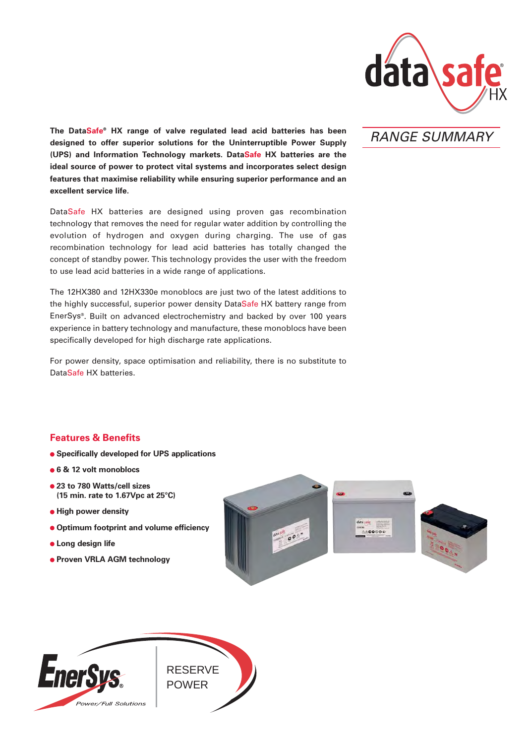# DataSafe HX

## RANGE SUMMARY

**The DataSafe® HX range of valve regulated lead acid batteries has been designed to offer superior solutions for the Uninterruptible Power Supply (UPS) and Information Technology markets. DataSafe HX batteries are the ideal source of power to protect vital systems and incorporates select design features that maximise reliability while ensuring superior performance and an excellent service life.**

DataSafe HX batteries are designed using proven gas recombination technology that removes the need for regular water addition by controlling the evolution of hydrogen and oxygen during charging. The use of gas recombination technology for lead acid batteries has totally changed the concept of standby power. This technology provides the user with the freedom to use lead acid batteries in a wide range of applications.

The 12HX380 and 12HX330e monoblocs are just two of the latest additions to the highly successful, superior power density DataSafe HX battery range from EnerSys®. Built on advanced electrochemistry and backed by over 100 years experience in battery technology and manufacture, these monoblocs have been specifically developed for high discharge rate applications.

For power density, space optimisation and reliability, there is no substitute to DataSafe HX batteries.

## Features & Benefits

- **Specifically developed for UPS applications**
- **6 & 12 volt monoblocs**
- **23 to 780 Watts/cell sizes (15 min. rate to 1.67Vpc at 25°C)**
- **High power density**
- **Optimum footprint and volume efficiency**
- **Long design life**
- **Proven VRLA AGM technology**

EnerSys® Power/Full Solutions

RESERVE POWER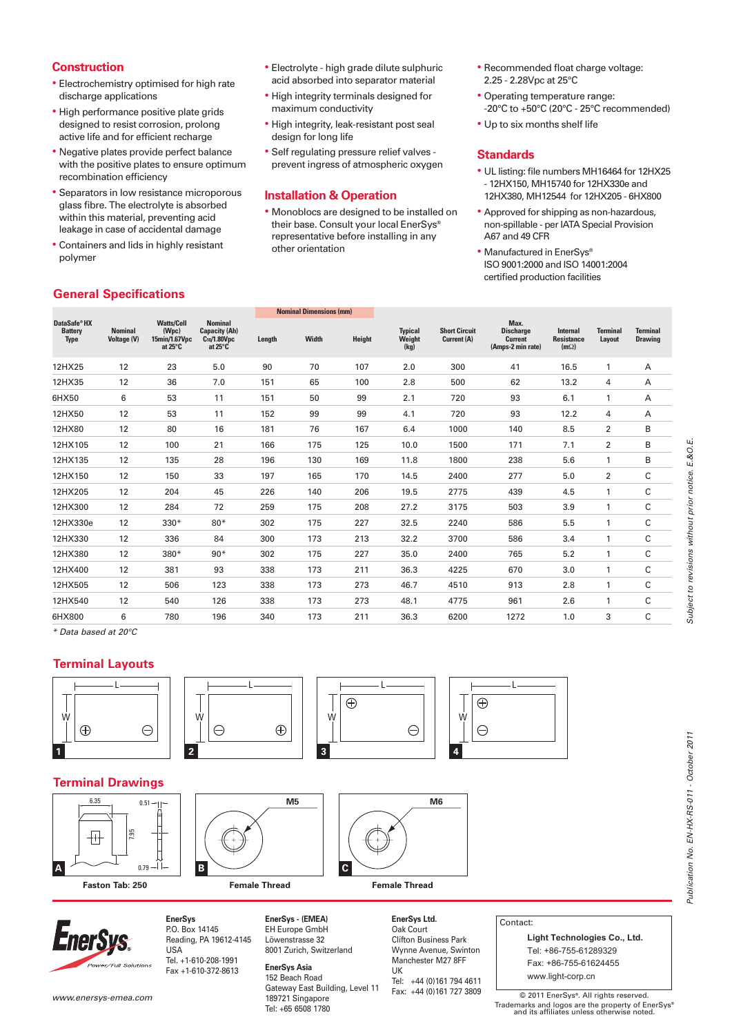## Construction

- Electrochemistry optimised for high rate discharge applications
- High performance positive plate grids designed to resist corrosion, prolong active life and for efficient recharge
- Negative plates provide perfect balance with the positive plates to ensure optimum recombination efficiency
- Separators in low resistance microporous glass fibre. The electrolyte is absorbed within this material, preventing acid leakage in case of accidental damage
- Containers and lids in highly resistant polymer
- Electrolyte - high grade dilute sulphuric acid absorbed into separator material
- High integrity terminals designed for maximum conductivity
- High integrity, leak-resistant post seal design for long life
- Self regulating pressure relief valves - prevent ingress of atmospheric oxygen

## Installation & Operation

- Monoblocs are designed to be installed on their base. Consult your local EnerSys® representative before installing in any other orientation
- Recommended float charge voltage: 2.25 - 2.28Vpc at 25°C
- Operating temperature range: -20°C to +50°C (20°C - 25°C recommended)
- Up to six months shelf life

## Standards

- UL listing: file numbers MH16464 for 12HX25 - 12HX150, MH15740 for 12HX330e and 12HX380, MH12544 for 12HX205 - 6HX800
- Approved for shipping as non-hazardous, non-spillable - per IATA Special Provision A67 and 49 CFR
- Manufactured in EnerSys® ISO 9001:2000 and ISO 14001:2004 certified production facilities

## General Specifications

| DataSafe® HX Battery Type | Nominal Voltage (V) | Watts/Cell (Wpc) 15min/1.67Vpc at 25°C | Nominal Capacity (Ah) $C_{10}$/1.80Vpc at 25°C | Nominal Dimensions (mm) | | | Typical Weight (kg) | Short Circuit Current (A) | Max. Discharge Current (Amps-2 min rate) | Internal Resistance (mΩ) | Terminal Layout | Terminal Drawing |
|---|---|---|---|---|---|---|---|---|---|---|---|---|
| | | | | Length | Width | Height | | | | | | |
| 12HX25 | 12 | 23 | 5.0 | 90 | 70 | 107 | 2.0 | 300 | 41 | 16.5 | 1 | A |
| 12HX35 | 12 | 36 | 7.0 | 151 | 65 | 100 | 2.8 | 500 | 62 | 13.2 | 4 | A |
| 6HX50 | 6 | 53 | 11 | 151 | 50 | 99 | 2.1 | 720 | 93 | 6.1 | 1 | A |
| 12HX50 | 12 | 53 | 11 | 152 | 99 | 99 | 4.1 | 720 | 93 | 12.2 | 4 | A |
| 12HX80 | 12 | 80 | 16 | 181 | 76 | 167 | 6.4 | 1000 | 140 | 8.5 | 2 | B |
| 12HX105 | 12 | 100 | 21 | 166 | 175 | 125 | 10.0 | 1500 | 171 | 7.1 | 2 | B |
| 12HX135 | 12 | 135 | 28 | 196 | 130 | 169 | 11.8 | 1800 | 238 | 5.6 | 1 | B |
| 12HX150 | 12 | 150 | 33 | 197 | 165 | 170 | 14.5 | 2400 | 277 | 5.0 | 2 | C |
| 12HX205 | 12 | 204 | 45 | 226 | 140 | 206 | 19.5 | 2775 | 439 | 4.5 | 1 | C |
| 12HX300 | 12 | 284 | 72 | 259 | 175 | 208 | 27.2 | 3175 | 503 | 3.9 | 1 | C |
| 12HX330e | 12 | 330* | 80* | 302 | 175 | 227 | 32.5 | 2240 | 586 | 5.5 | 1 | C |
| 12HX330 | 12 | 336 | 84 | 300 | 173 | 213 | 32.2 | 3700 | 586 | 3.4 | 1 | C |
| 12HX380 | 12 | 380* | 90* | 302 | 175 | 227 | 35.0 | 2400 | 765 | 5.2 | 1 | C |
| 12HX400 | 12 | 381 | 93 | 338 | 173 | 211 | 36.3 | 4225 | 670 | 3.0 | 1 | C |
| 12HX505 | 12 | 506 | 123 | 338 | 173 | 273 | 46.7 | 4510 | 913 | 2.8 | 1 | C |
| 12HX540 | 12 | 540 | 126 | 338 | 173 | 273 | 48.1 | 4775 | 961 | 2.6 | 1 | C |
| 6HX800 | 6 | 780 | 196 | 340 | 173 | 211 | 36.3 | 6200 | 1272 | 1.0 | 3 | C |

*\* Data based at 20°C*

## Terminal Layouts

1 2 3 4

L
W

## Terminal Drawings

A: Faston Tab: 250

6.35
0.51
7.95
0.79

B: Female Thread

M5

C: Female Thread

M6

**EnerSys**
P.O. Box 14145
Reading, PA 19612-4145
USA
Tel. +1-610-208-1991
Fax +1-610-372-8613

**EnerSys - (EMEA)**
EH Europe GmbH
Löwenstrasse 32
8001 Zurich, Switzerland

**EnerSys Asia**
152 Beach Road
Gateway East Building, Level 11
189721 Singapore
Tel: +65 6508 1780

**EnerSys Ltd.**
Oak Court
Clifton Business Park
Wynne Avenue, Swinton
Manchester M27 8FF
UK
Tel: +44 (0)161 794 4611
Fax: +44 (0)161 727 3809

Contact:

**Light Technologies Co., Ltd.**
Tel: +86-755-61289329
Fax: +86-755-61624455
www.light-corp.cn

EnerSys® Power/Full Solutions

www.enersys-emea.com

© 2011 EnerSys®. All rights reserved.
Trademarks and logos are the property of EnerSys® and its affiliates unless otherwise noted.

*Subject to revisions without prior notice. E.&O.E.*

*Publication No. EN-HX-RS-011 - October 2011*